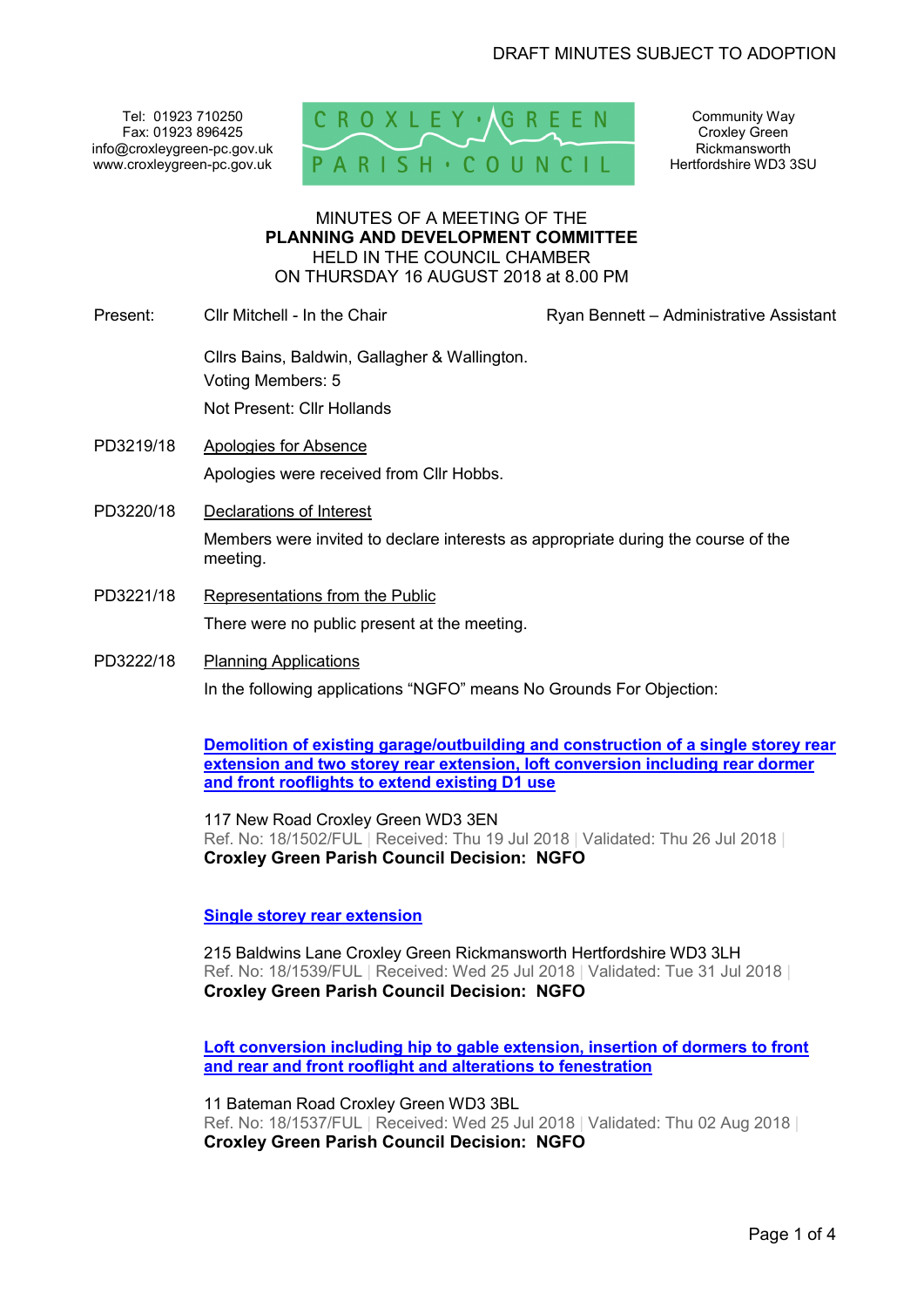DRAFT MINUTES SUBJECT TO ADOPTION

Tel: 01923 710250
Fax: 01923 896425
info@croxleygreen-pc.gov.uk
www.croxleygreen-pc.gov.uk

CROXLEY GREEN PARISH COUNCIL

Community Way
Croxley Green
Rickmansworth
Hertfordshire WD3 3SU

MINUTES OF A MEETING OF THE
**PLANNING AND DEVELOPMENT COMMITTEE**
HELD IN THE COUNCIL CHAMBER
ON THURSDAY 16 AUGUST 2018 at 8.00 PM

Present: Cllr Mitchell - In the Chair — Ryan Bennett – Administrative Assistant

Cllrs Bains, Baldwin, Gallagher & Wallington.
Voting Members: 5
Not Present: Cllr Hollands

PD3219/18 Apologies for Absence

Apologies were received from Cllr Hobbs.

PD3220/18 Declarations of Interest

Members were invited to declare interests as appropriate during the course of the meeting.

PD3221/18 Representations from the Public

There were no public present at the meeting.

PD3222/18 Planning Applications

In the following applications "NGFO" means No Grounds For Objection:

**Demolition of existing garage/outbuilding and construction of a single storey rear extension and two storey rear extension, loft conversion including rear dormer and front rooflights to extend existing D1 use**

117 New Road Croxley Green WD3 3EN
Ref. No: 18/1502/FUL | Received: Thu 19 Jul 2018 | Validated: Thu 26 Jul 2018 |
**Croxley Green Parish Council Decision: NGFO**

**Single storey rear extension**

215 Baldwins Lane Croxley Green Rickmansworth Hertfordshire WD3 3LH
Ref. No: 18/1539/FUL | Received: Wed 25 Jul 2018 | Validated: Tue 31 Jul 2018 |
**Croxley Green Parish Council Decision: NGFO**

**Loft conversion including hip to gable extension, insertion of dormers to front and rear and front rooflight and alterations to fenestration**

11 Bateman Road Croxley Green WD3 3BL
Ref. No: 18/1537/FUL | Received: Wed 25 Jul 2018 | Validated: Thu 02 Aug 2018 |
**Croxley Green Parish Council Decision: NGFO**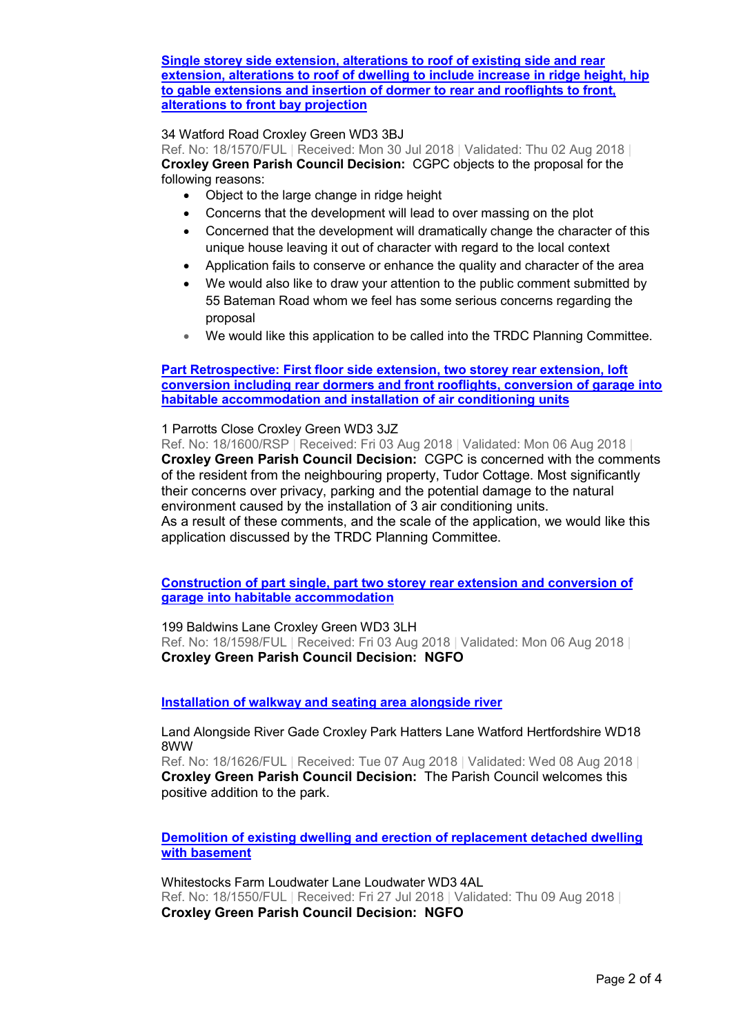**[Single storey side extension, alterations to roof of existing side and rear extension, alterations to roof of dwelling to include increase in ridge height, hip to gable extensions and insertion of dormer to rear and rooflights to front, alterations to front bay projection]**

34 Watford Road Croxley Green WD3 3BJ
Ref. No: 18/1570/FUL | Received: Mon 30 Jul 2018 | Validated: Thu 02 Aug 2018 |
**Croxley Green Parish Council Decision:** CGPC objects to the proposal for the following reasons:

- Object to the large change in ridge height
- Concerns that the development will lead to over massing on the plot
- Concerned that the development will dramatically change the character of this unique house leaving it out of character with regard to the local context
- Application fails to conserve or enhance the quality and character of the area
- We would also like to draw your attention to the public comment submitted by 55 Bateman Road whom we feel has some serious concerns regarding the proposal
- We would like this application to be called into the TRDC Planning Committee.

**[Part Retrospective: First floor side extension, two storey rear extension, loft conversion including rear dormers and front rooflights, conversion of garage into habitable accommodation and installation of air conditioning units]**

1 Parrotts Close Croxley Green WD3 3JZ
Ref. No: 18/1600/RSP | Received: Fri 03 Aug 2018 | Validated: Mon 06 Aug 2018 |
**Croxley Green Parish Council Decision:** CGPC is concerned with the comments of the resident from the neighbouring property, Tudor Cottage. Most significantly their concerns over privacy, parking and the potential damage to the natural environment caused by the installation of 3 air conditioning units.
As a result of these comments, and the scale of the application, we would like this application discussed by the TRDC Planning Committee.

**[Construction of part single, part two storey rear extension and conversion of garage into habitable accommodation]**

199 Baldwins Lane Croxley Green WD3 3LH
Ref. No: 18/1598/FUL | Received: Fri 03 Aug 2018 | Validated: Mon 06 Aug 2018 |
**Croxley Green Parish Council Decision: NGFO**

**[Installation of walkway and seating area alongside river]**

Land Alongside River Gade Croxley Park Hatters Lane Watford Hertfordshire WD18 8WW
Ref. No: 18/1626/FUL | Received: Tue 07 Aug 2018 | Validated: Wed 08 Aug 2018 |
**Croxley Green Parish Council Decision:** The Parish Council welcomes this positive addition to the park.

**[Demolition of existing dwelling and erection of replacement detached dwelling with basement]**

Whitestocks Farm Loudwater Lane Loudwater WD3 4AL
Ref. No: 18/1550/FUL | Received: Fri 27 Jul 2018 | Validated: Thu 09 Aug 2018 |
**Croxley Green Parish Council Decision: NGFO**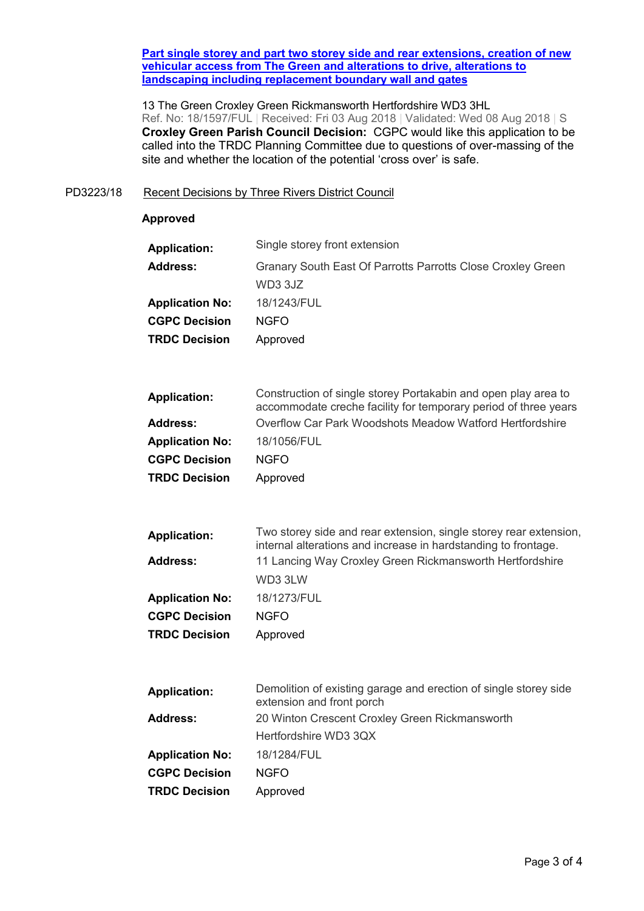**[Part single storey and part two storey side and rear extensions, creation of new vehicular access from The Green and alterations to drive, alterations to landscaping including replacement boundary wall and gates]()**

13 The Green Croxley Green Rickmansworth Hertfordshire WD3 3HL
Ref. No: 18/1597/FUL | Received: Fri 03 Aug 2018 | Validated: Wed 08 Aug 2018 | S
**Croxley Green Parish Council Decision:** CGPC would like this application to be called into the TRDC Planning Committee due to questions of over-massing of the site and whether the location of the potential 'cross over' is safe.

PD3223/18 Recent Decisions by Three Rivers District Council

**Approved**

| | |
|---|---|
| **Application:** | Single storey front extension |
| **Address:** | Granary South East Of Parrotts Parrotts Close Croxley Green WD3 3JZ |
| **Application No:** | 18/1243/FUL |
| **CGPC Decision** | NGFO |
| **TRDC Decision** | Approved |

| | |
|---|---|
| **Application:** | Construction of single storey Portakabin and open play area to accommodate creche facility for temporary period of three years |
| **Address:** | Overflow Car Park Woodshots Meadow Watford Hertfordshire |
| **Application No:** | 18/1056/FUL |
| **CGPC Decision** | NGFO |
| **TRDC Decision** | Approved |

| | |
|---|---|
| **Application:** | Two storey side and rear extension, single storey rear extension, internal alterations and increase in hardstanding to frontage. |
| **Address:** | 11 Lancing Way Croxley Green Rickmansworth Hertfordshire WD3 3LW |
| **Application No:** | 18/1273/FUL |
| **CGPC Decision** | NGFO |
| **TRDC Decision** | Approved |

| | |
|---|---|
| **Application:** | Demolition of existing garage and erection of single storey side extension and front porch |
| **Address:** | 20 Winton Crescent Croxley Green Rickmansworth Hertfordshire WD3 3QX |
| **Application No:** | 18/1284/FUL |
| **CGPC Decision** | NGFO |
| **TRDC Decision** | Approved |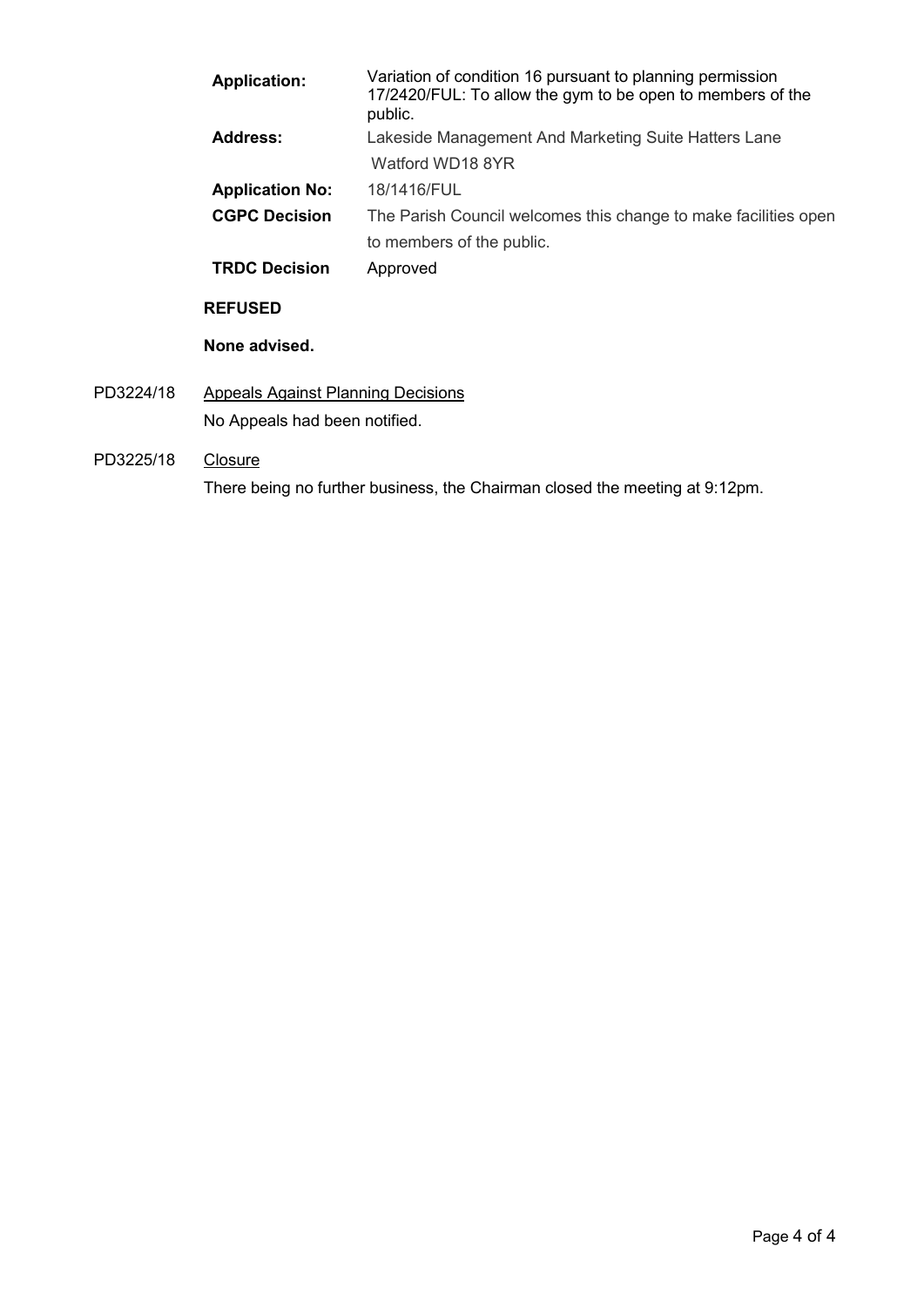| | |
|---|---|
| **Application:** | Variation of condition 16 pursuant to planning permission 17/2420/FUL: To allow the gym to be open to members of the public. |
| **Address:** | Lakeside Management And Marketing Suite Hatters Lane Watford WD18 8YR |
| **Application No:** | 18/1416/FUL |
| **CGPC Decision** | The Parish Council welcomes this change to make facilities open to members of the public. |
| **TRDC Decision** | Approved |

**REFUSED**

**None advised.**

PD3224/18 Appeals Against Planning Decisions

No Appeals had been notified.

PD3225/18 Closure

There being no further business, the Chairman closed the meeting at 9:12pm.